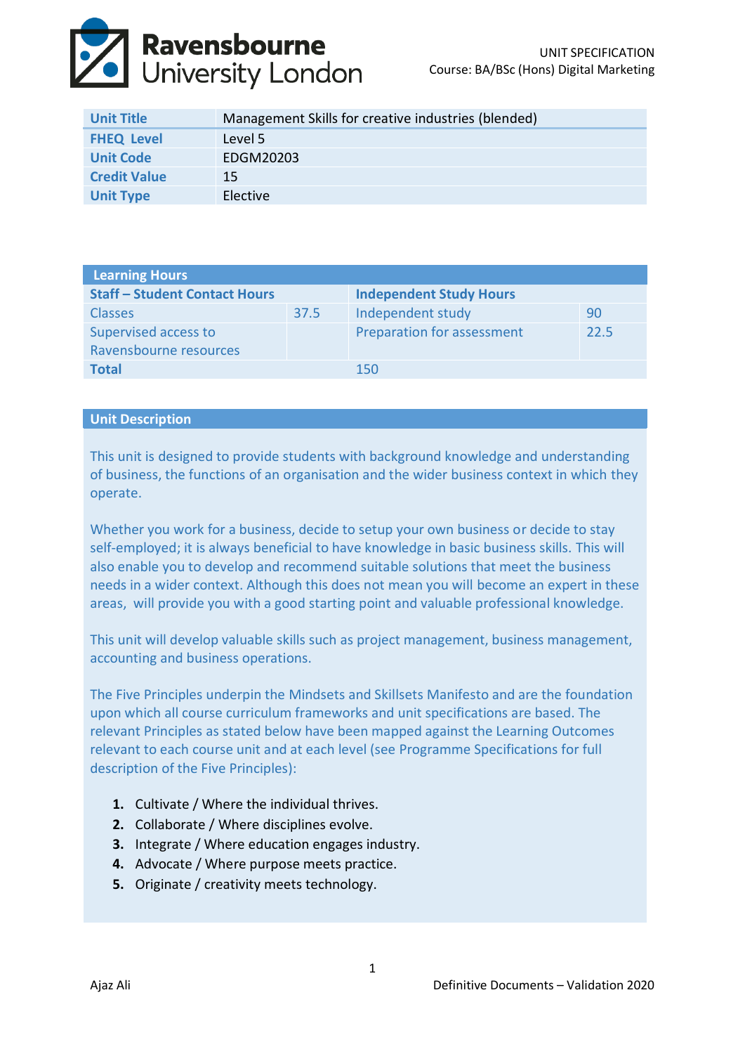# Ravensbourne University London

UNIT SPECIFICATION
Course: BA/BSc (Hons) Digital Marketing

| Unit Title | Management Skills for creative industries (blended) |
|---|---|
| FHEQ Level | Level 5 |
| Unit Code | EDGM20203 |
| Credit Value | 15 |
| Unit Type | Elective |

| Learning Hours | | | |
|---|---|---|---|
| **Staff – Student Contact Hours** | | **Independent Study Hours** | |
| Classes | 37.5 | Independent study | 90 |
| Supervised access to Ravensbourne resources | | Preparation for assessment | 22.5 |
| **Total** | | 150 | |

## Unit Description

This unit is designed to provide students with background knowledge and understanding of business, the functions of an organisation and the wider business context in which they operate.

Whether you work for a business, decide to setup your own business or decide to stay self-employed; it is always beneficial to have knowledge in basic business skills. This will also enable you to develop and recommend suitable solutions that meet the business needs in a wider context. Although this does not mean you will become an expert in these areas,  will provide you with a good starting point and valuable professional knowledge.

This unit will develop valuable skills such as project management, business management, accounting and business operations.

The Five Principles underpin the Mindsets and Skillsets Manifesto and are the foundation upon which all course curriculum frameworks and unit specifications are based. The relevant Principles as stated below have been mapped against the Learning Outcomes relevant to each course unit and at each level (see Programme Specifications for full description of the Five Principles):

1. Cultivate / Where the individual thrives.
2. Collaborate / Where disciplines evolve.
3. Integrate / Where education engages industry.
4. Advocate / Where purpose meets practice.
5. Originate / creativity meets technology.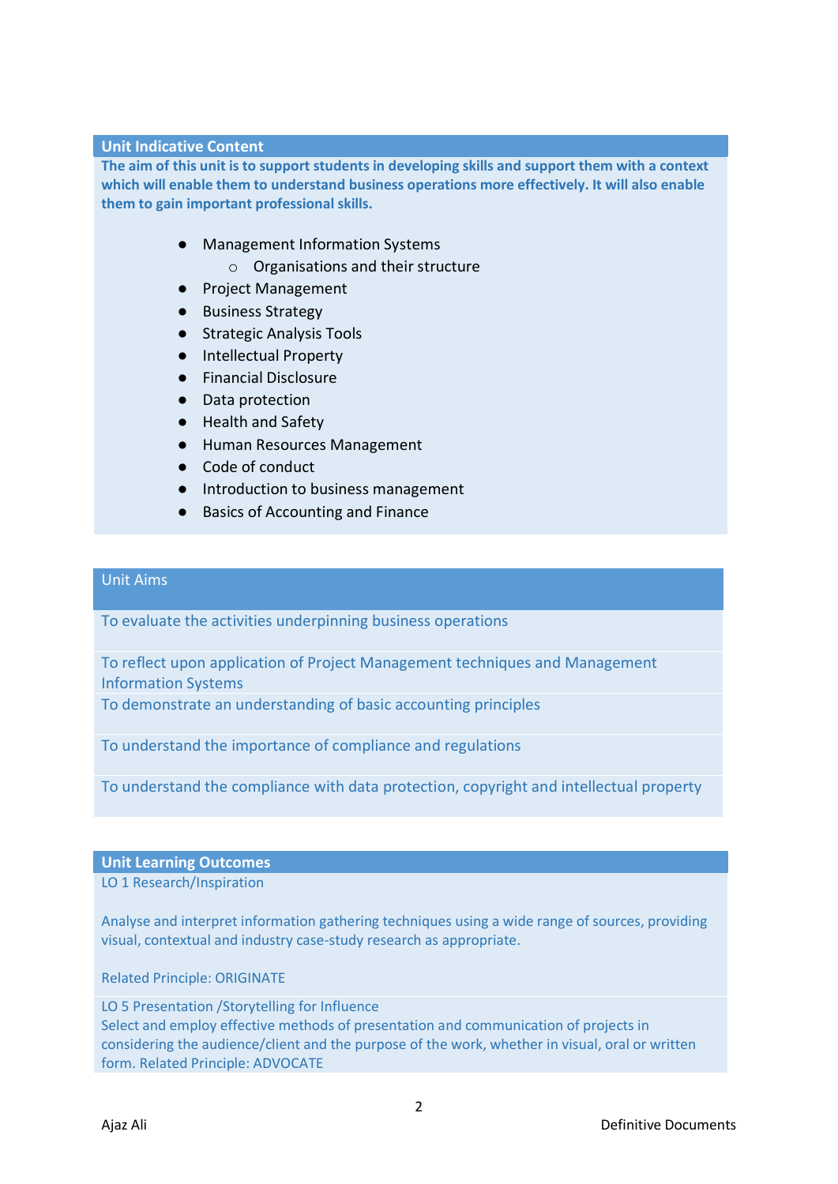## Unit Indicative Content

**The aim of this unit is to support students in developing skills and support them with a context which will enable them to understand business operations more effectively. It will also enable them to gain important professional skills.**

- Management Information Systems
  - Organisations and their structure
- Project Management
- Business Strategy
- Strategic Analysis Tools
- Intellectual Property
- Financial Disclosure
- Data protection
- Health and Safety
- Human Resources Management
- Code of conduct
- Introduction to business management
- Basics of Accounting and Finance

## Unit Aims

To evaluate the activities underpinning business operations

To reflect upon application of Project Management techniques and Management Information Systems

To demonstrate an understanding of basic accounting principles

To understand the importance of compliance and regulations

To understand the compliance with data protection, copyright and intellectual property

## Unit Learning Outcomes

LO 1 Research/Inspiration

Analyse and interpret information gathering techniques using a wide range of sources, providing visual, contextual and industry case-study research as appropriate.

Related Principle: ORIGINATE

LO 5 Presentation /Storytelling for Influence
Select and employ effective methods of presentation and communication of projects in considering the audience/client and the purpose of the work, whether in visual, oral or written form. Related Principle: ADVOCATE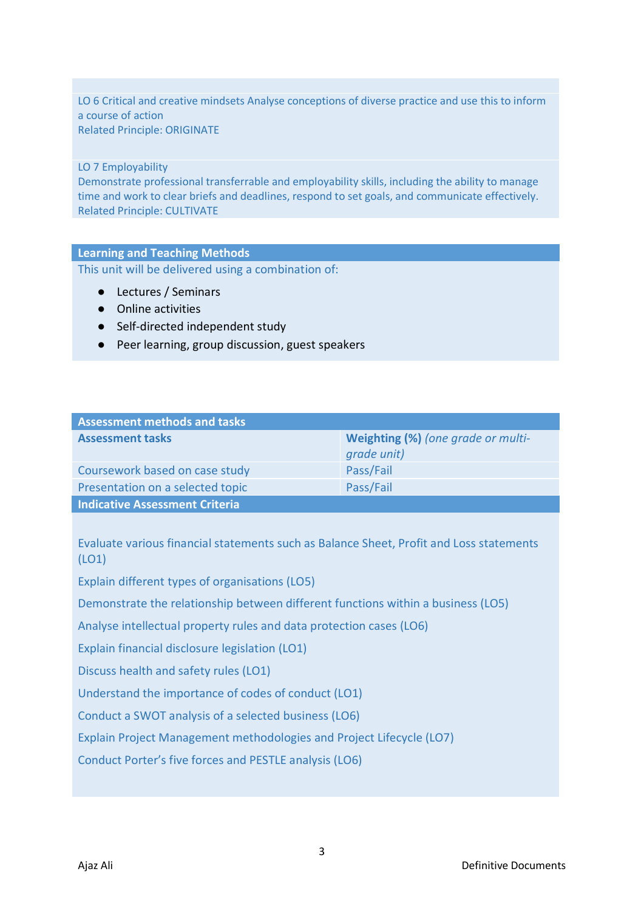LO 6 Critical and creative mindsets Analyse conceptions of diverse practice and use this to inform a course of action
Related Principle: ORIGINATE

LO 7 Employability
Demonstrate professional transferrable and employability skills, including the ability to manage time and work to clear briefs and deadlines, respond to set goals, and communicate effectively.
Related Principle: CULTIVATE

## Learning and Teaching Methods

This unit will be delivered using a combination of:

- Lectures / Seminars
- Online activities
- Self-directed independent study
- Peer learning, group discussion, guest speakers

## Assessment methods and tasks

| **Assessment tasks** | **Weighting (%)** *(one grade or multi-grade unit)* |
| --- | --- |
| Coursework based on case study | Pass/Fail |
| Presentation on a selected topic | Pass/Fail |

## Indicative Assessment Criteria

Evaluate various financial statements such as Balance Sheet, Profit and Loss statements (LO1)

Explain different types of organisations (LO5)

Demonstrate the relationship between different functions within a business (LO5)

Analyse intellectual property rules and data protection cases (LO6)

Explain financial disclosure legislation (LO1)

Discuss health and safety rules (LO1)

Understand the importance of codes of conduct (LO1)

Conduct a SWOT analysis of a selected business (LO6)

Explain Project Management methodologies and Project Lifecycle (LO7)

Conduct Porter's five forces and PESTLE analysis (LO6)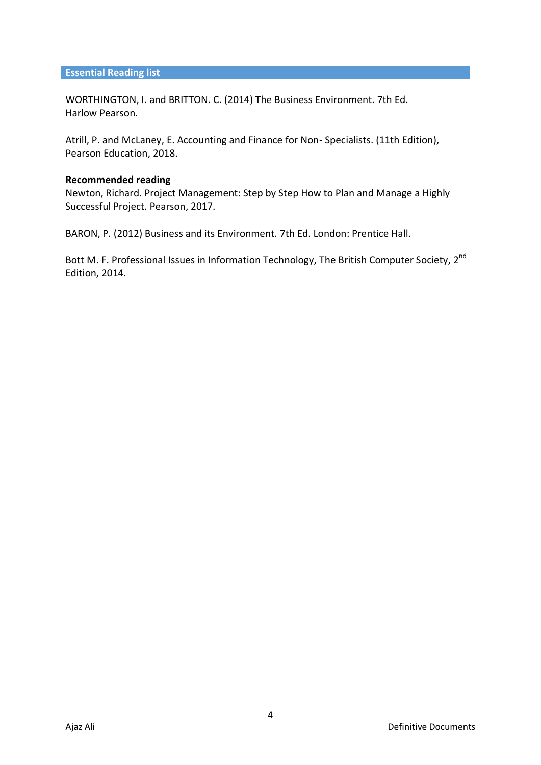## Essential Reading list

WORTHINGTON, I. and BRITTON. C. (2014) The Business Environment. 7th Ed. Harlow Pearson.

Atrill, P. and McLaney, E. Accounting and Finance for Non- Specialists. (11th Edition), Pearson Education, 2018.

**Recommended reading**

Newton, Richard. Project Management: Step by Step How to Plan and Manage a Highly Successful Project. Pearson, 2017.

BARON, P. (2012) Business and its Environment. 7th Ed. London: Prentice Hall.

Bott M. F. Professional Issues in Information Technology, The British Computer Society, 2nd Edition, 2014.